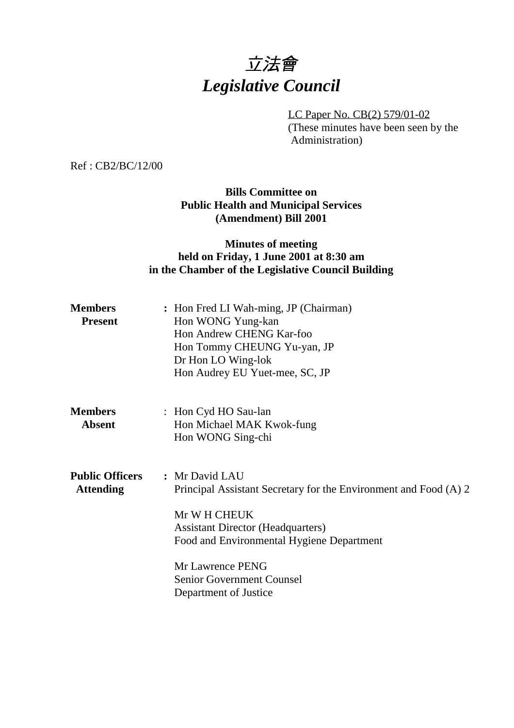# 立法會
# *Legislative Council*

LC Paper No. CB(2) 579/01-02
(These minutes have been seen by the Administration)

Ref : CB2/BC/12/00

**Bills Committee on**
**Public Health and Municipal Services**
**(Amendment) Bill 2001**

**Minutes of meeting**
**held on Friday, 1 June 2001 at 8:30 am**
**in the Chamber of the Legislative Council Building**

**Members Present** : Hon Fred LI Wah-ming, JP (Chairman)
Hon WONG Yung-kan
Hon Andrew CHENG Kar-foo
Hon Tommy CHEUNG Yu-yan, JP
Dr Hon LO Wing-lok
Hon Audrey EU Yuet-mee, SC, JP

**Members Absent** : Hon Cyd HO Sau-lan
Hon Michael MAK Kwok-fung
Hon WONG Sing-chi

**Public Officers Attending** : Mr David LAU
Principal Assistant Secretary for the Environment and Food (A) 2

Mr W H CHEUK
Assistant Director (Headquarters)
Food and Environmental Hygiene Department

Mr Lawrence PENG
Senior Government Counsel
Department of Justice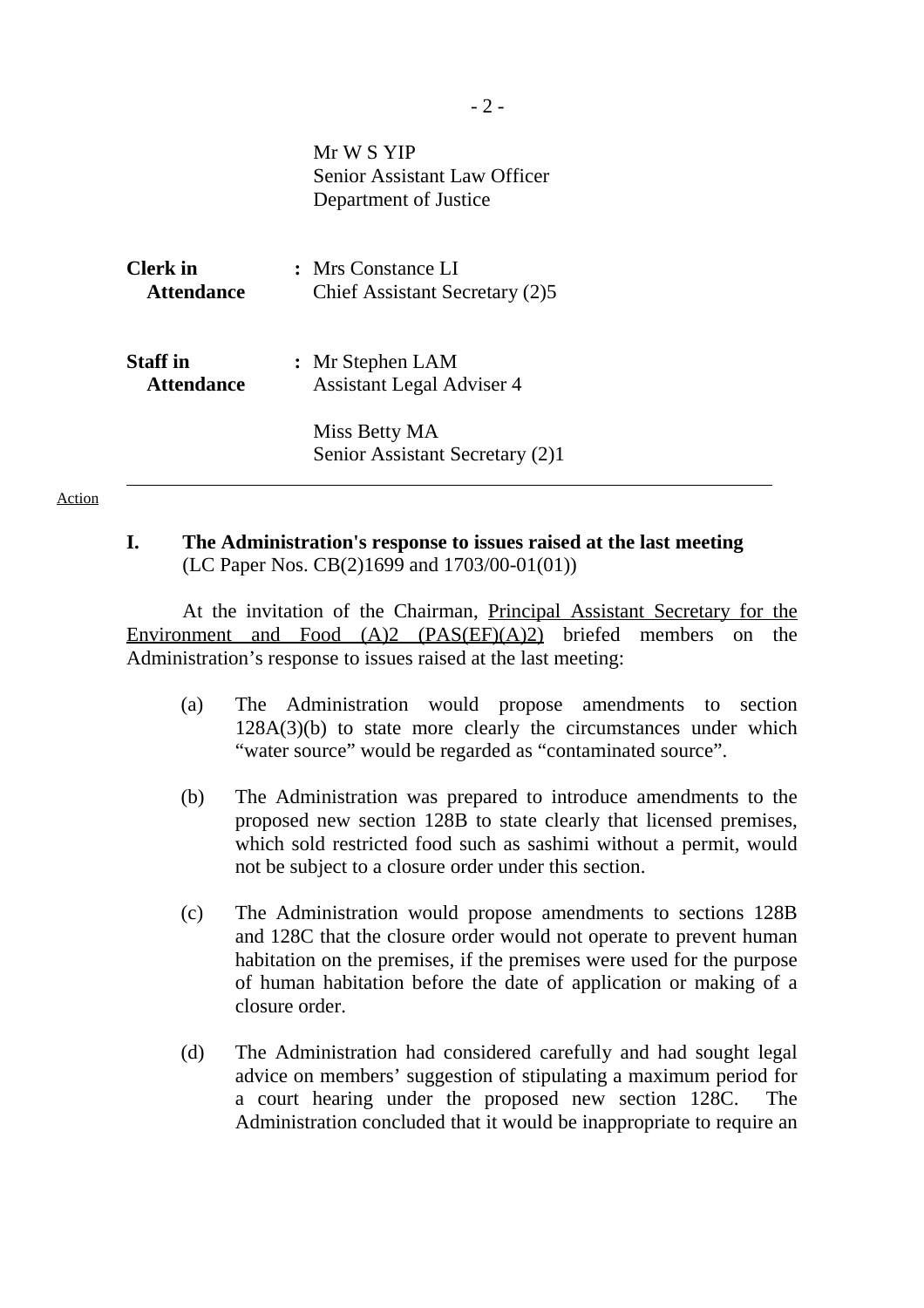Mr W S YIP
Senior Assistant Law Officer
Department of Justice

**Clerk in Attendance** : Mrs Constance LI
Chief Assistant Secretary (2)5

**Staff in Attendance** : Mr Stephen LAM
Assistant Legal Adviser 4

Miss Betty MA
Senior Assistant Secretary (2)1

---

Action

**I. The Administration's response to issues raised at the last meeting**
(LC Paper Nos. CB(2)1699 and 1703/00-01(01))

At the invitation of the Chairman, Principal Assistant Secretary for the Environment and Food (A)2 (PAS(EF)(A)2) briefed members on the Administration's response to issues raised at the last meeting:

(a) The Administration would propose amendments to section 128A(3)(b) to state more clearly the circumstances under which "water source" would be regarded as "contaminated source".

(b) The Administration was prepared to introduce amendments to the proposed new section 128B to state clearly that licensed premises, which sold restricted food such as sashimi without a permit, would not be subject to a closure order under this section.

(c) The Administration would propose amendments to sections 128B and 128C that the closure order would not operate to prevent human habitation on the premises, if the premises were used for the purpose of human habitation before the date of application or making of a closure order.

(d) The Administration had considered carefully and had sought legal advice on members' suggestion of stipulating a maximum period for a court hearing under the proposed new section 128C. The Administration concluded that it would be inappropriate to require an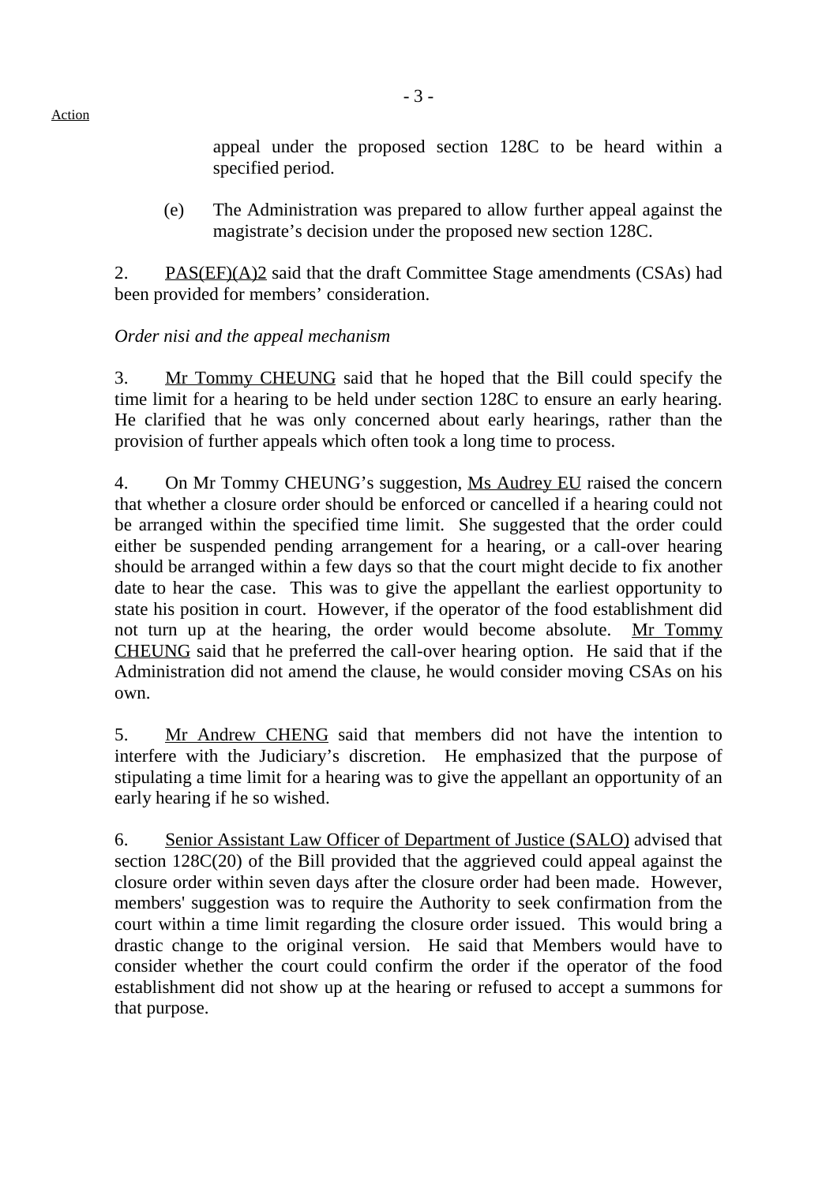appeal under the proposed section 128C to be heard within a specified period.

(e) The Administration was prepared to allow further appeal against the magistrate's decision under the proposed new section 128C.

2. PAS(EF)(A)2 said that the draft Committee Stage amendments (CSAs) had been provided for members' consideration.

*Order nisi and the appeal mechanism*

3. Mr Tommy CHEUNG said that he hoped that the Bill could specify the time limit for a hearing to be held under section 128C to ensure an early hearing. He clarified that he was only concerned about early hearings, rather than the provision of further appeals which often took a long time to process.

4. On Mr Tommy CHEUNG's suggestion, Ms Audrey EU raised the concern that whether a closure order should be enforced or cancelled if a hearing could not be arranged within the specified time limit. She suggested that the order could either be suspended pending arrangement for a hearing, or a call-over hearing should be arranged within a few days so that the court might decide to fix another date to hear the case. This was to give the appellant the earliest opportunity to state his position in court. However, if the operator of the food establishment did not turn up at the hearing, the order would become absolute. Mr Tommy CHEUNG said that he preferred the call-over hearing option. He said that if the Administration did not amend the clause, he would consider moving CSAs on his own.

5. Mr Andrew CHENG said that members did not have the intention to interfere with the Judiciary's discretion. He emphasized that the purpose of stipulating a time limit for a hearing was to give the appellant an opportunity of an early hearing if he so wished.

6. Senior Assistant Law Officer of Department of Justice (SALO) advised that section 128C(20) of the Bill provided that the aggrieved could appeal against the closure order within seven days after the closure order had been made. However, members' suggestion was to require the Authority to seek confirmation from the court within a time limit regarding the closure order issued. This would bring a drastic change to the original version. He said that Members would have to consider whether the court could confirm the order if the operator of the food establishment did not show up at the hearing or refused to accept a summons for that purpose.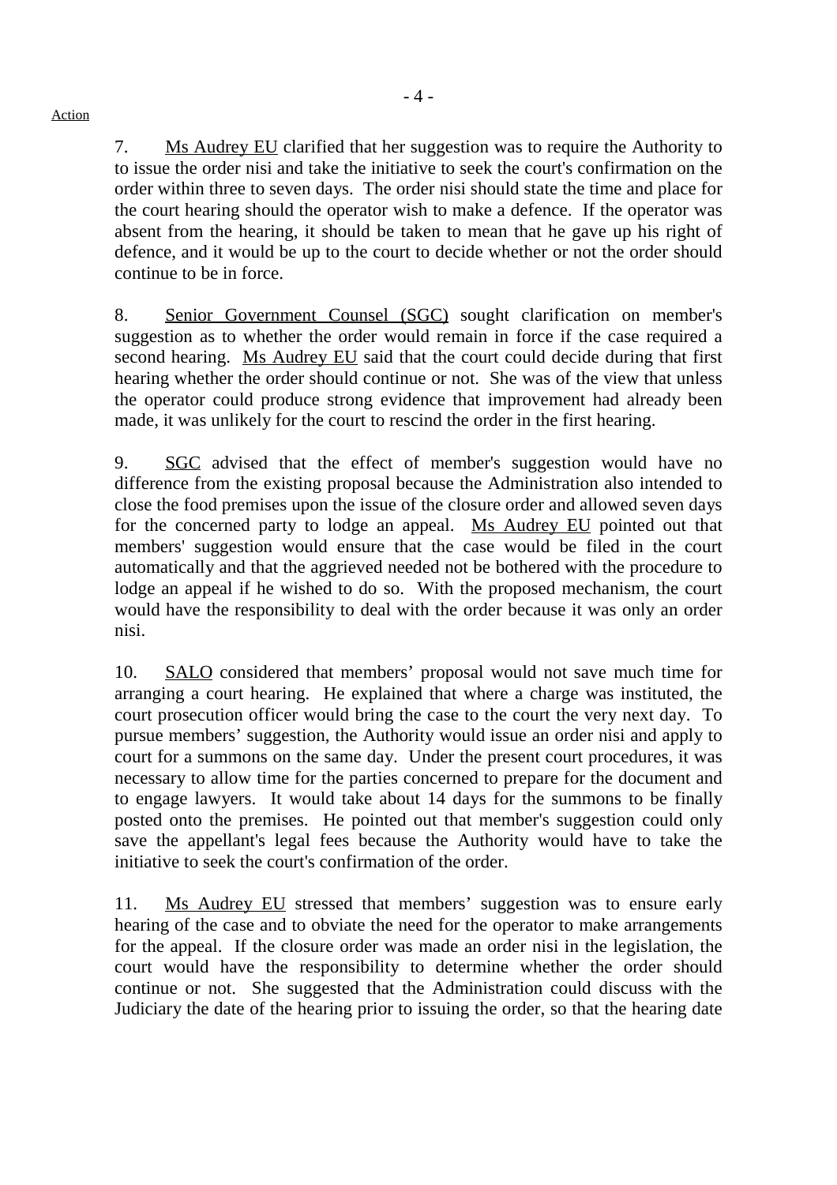Action

7. Ms Audrey EU clarified that her suggestion was to require the Authority to to issue the order nisi and take the initiative to seek the court's confirmation on the order within three to seven days. The order nisi should state the time and place for the court hearing should the operator wish to make a defence. If the operator was absent from the hearing, it should be taken to mean that he gave up his right of defence, and it would be up to the court to decide whether or not the order should continue to be in force.

8. Senior Government Counsel (SGC) sought clarification on member's suggestion as to whether the order would remain in force if the case required a second hearing. Ms Audrey EU said that the court could decide during that first hearing whether the order should continue or not. She was of the view that unless the operator could produce strong evidence that improvement had already been made, it was unlikely for the court to rescind the order in the first hearing.

9. SGC advised that the effect of member's suggestion would have no difference from the existing proposal because the Administration also intended to close the food premises upon the issue of the closure order and allowed seven days for the concerned party to lodge an appeal. Ms Audrey EU pointed out that members' suggestion would ensure that the case would be filed in the court automatically and that the aggrieved needed not be bothered with the procedure to lodge an appeal if he wished to do so. With the proposed mechanism, the court would have the responsibility to deal with the order because it was only an order nisi.

10. SALO considered that members' proposal would not save much time for arranging a court hearing. He explained that where a charge was instituted, the court prosecution officer would bring the case to the court the very next day. To pursue members' suggestion, the Authority would issue an order nisi and apply to court for a summons on the same day. Under the present court procedures, it was necessary to allow time for the parties concerned to prepare for the document and to engage lawyers. It would take about 14 days for the summons to be finally posted onto the premises. He pointed out that member's suggestion could only save the appellant's legal fees because the Authority would have to take the initiative to seek the court's confirmation of the order.

11. Ms Audrey EU stressed that members' suggestion was to ensure early hearing of the case and to obviate the need for the operator to make arrangements for the appeal. If the closure order was made an order nisi in the legislation, the court would have the responsibility to determine whether the order should continue or not. She suggested that the Administration could discuss with the Judiciary the date of the hearing prior to issuing the order, so that the hearing date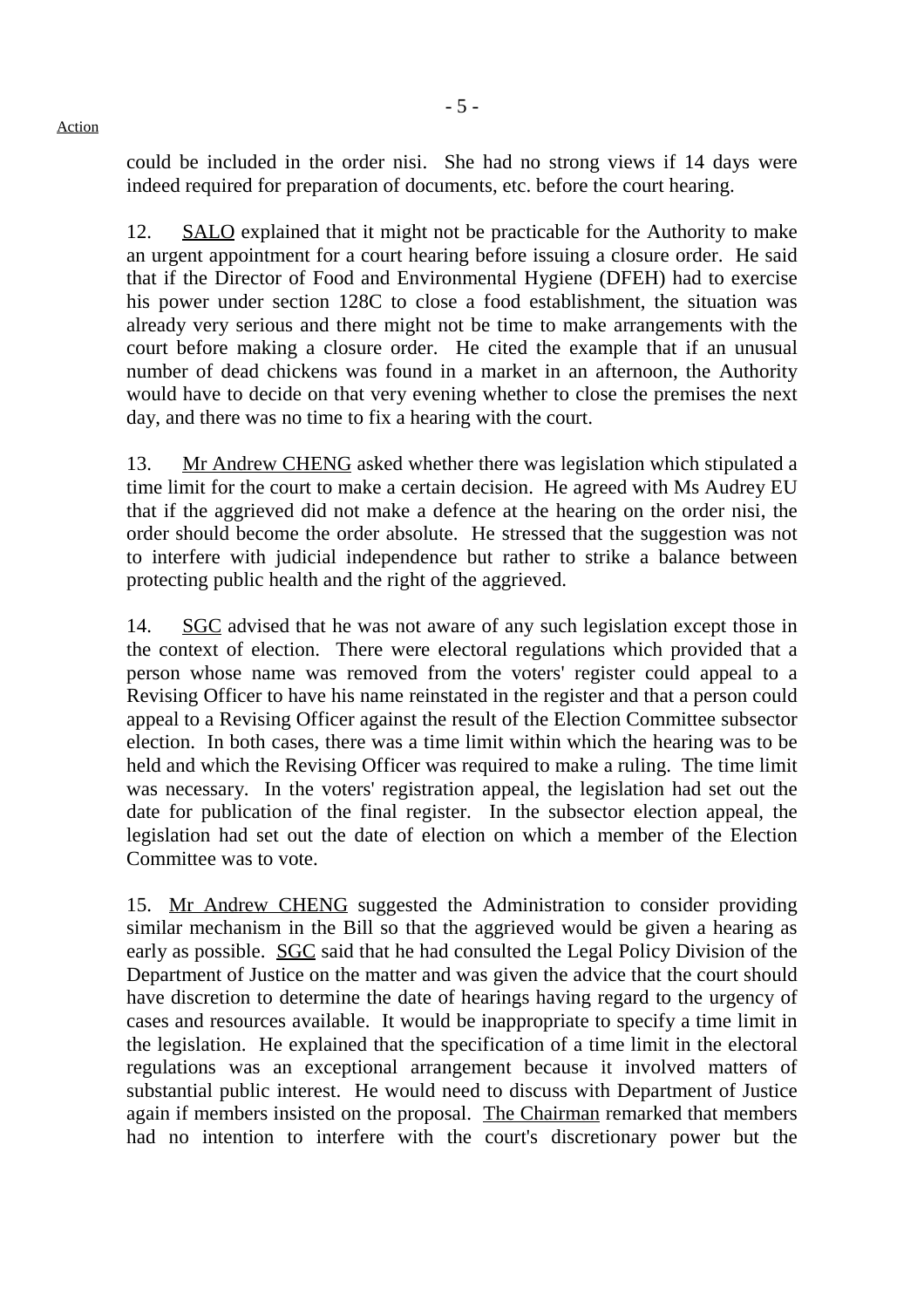could be included in the order nisi. She had no strong views if 14 days were indeed required for preparation of documents, etc. before the court hearing.

12. SALO explained that it might not be practicable for the Authority to make an urgent appointment for a court hearing before issuing a closure order. He said that if the Director of Food and Environmental Hygiene (DFEH) had to exercise his power under section 128C to close a food establishment, the situation was already very serious and there might not be time to make arrangements with the court before making a closure order. He cited the example that if an unusual number of dead chickens was found in a market in an afternoon, the Authority would have to decide on that very evening whether to close the premises the next day, and there was no time to fix a hearing with the court.

13. Mr Andrew CHENG asked whether there was legislation which stipulated a time limit for the court to make a certain decision. He agreed with Ms Audrey EU that if the aggrieved did not make a defence at the hearing on the order nisi, the order should become the order absolute. He stressed that the suggestion was not to interfere with judicial independence but rather to strike a balance between protecting public health and the right of the aggrieved.

14. SGC advised that he was not aware of any such legislation except those in the context of election. There were electoral regulations which provided that a person whose name was removed from the voters' register could appeal to a Revising Officer to have his name reinstated in the register and that a person could appeal to a Revising Officer against the result of the Election Committee subsector election. In both cases, there was a time limit within which the hearing was to be held and which the Revising Officer was required to make a ruling. The time limit was necessary. In the voters' registration appeal, the legislation had set out the date for publication of the final register. In the subsector election appeal, the legislation had set out the date of election on which a member of the Election Committee was to vote.

15. Mr Andrew CHENG suggested the Administration to consider providing similar mechanism in the Bill so that the aggrieved would be given a hearing as early as possible. SGC said that he had consulted the Legal Policy Division of the Department of Justice on the matter and was given the advice that the court should have discretion to determine the date of hearings having regard to the urgency of cases and resources available. It would be inappropriate to specify a time limit in the legislation. He explained that the specification of a time limit in the electoral regulations was an exceptional arrangement because it involved matters of substantial public interest. He would need to discuss with Department of Justice again if members insisted on the proposal. The Chairman remarked that members had no intention to interfere with the court's discretionary power but the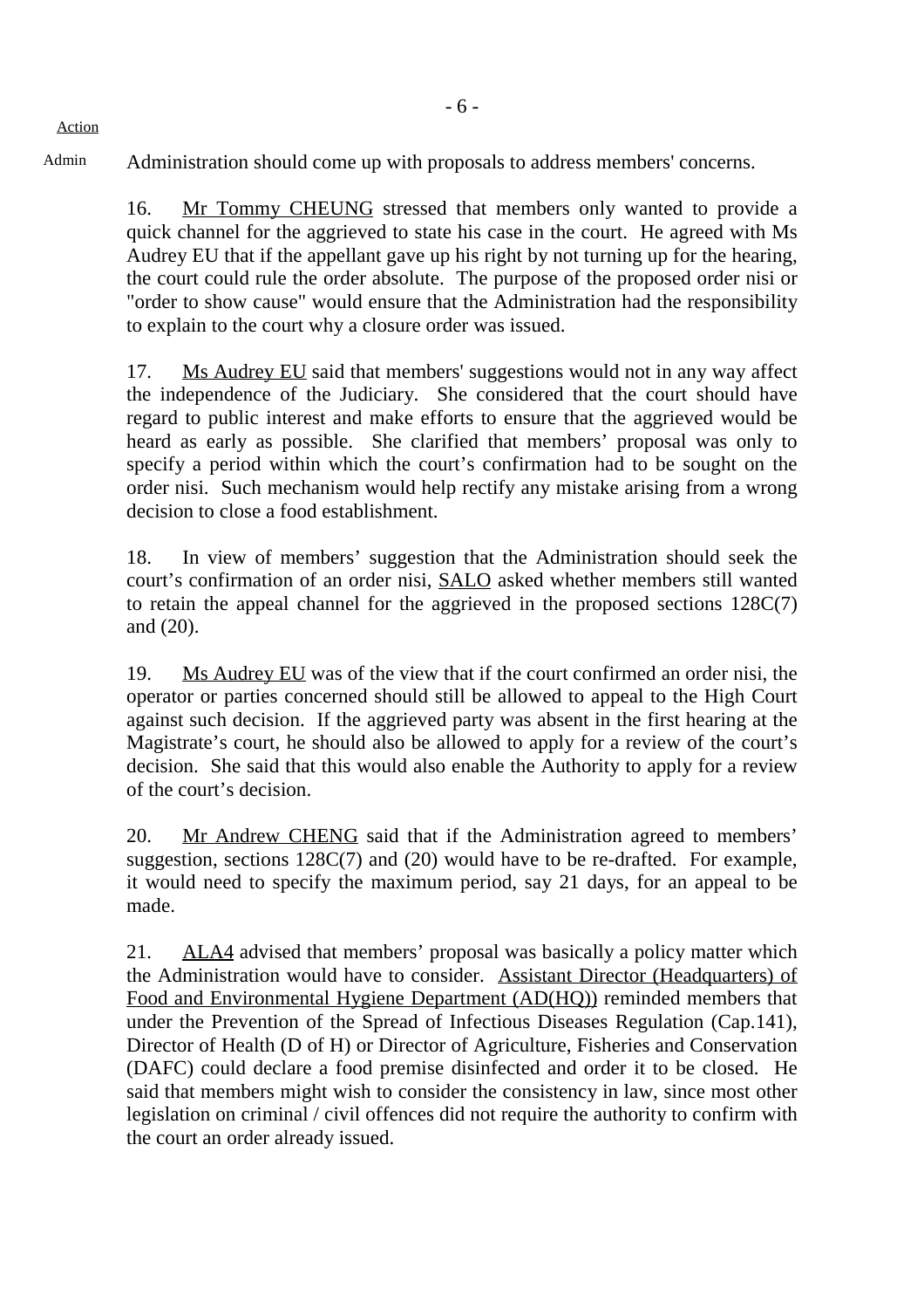Action

Admin Administration should come up with proposals to address members' concerns.

16. Mr Tommy CHEUNG stressed that members only wanted to provide a quick channel for the aggrieved to state his case in the court. He agreed with Ms Audrey EU that if the appellant gave up his right by not turning up for the hearing, the court could rule the order absolute. The purpose of the proposed order nisi or "order to show cause" would ensure that the Administration had the responsibility to explain to the court why a closure order was issued.

17. Ms Audrey EU said that members' suggestions would not in any way affect the independence of the Judiciary. She considered that the court should have regard to public interest and make efforts to ensure that the aggrieved would be heard as early as possible. She clarified that members' proposal was only to specify a period within which the court's confirmation had to be sought on the order nisi. Such mechanism would help rectify any mistake arising from a wrong decision to close a food establishment.

18. In view of members' suggestion that the Administration should seek the court's confirmation of an order nisi, SALO asked whether members still wanted to retain the appeal channel for the aggrieved in the proposed sections 128C(7) and (20).

19. Ms Audrey EU was of the view that if the court confirmed an order nisi, the operator or parties concerned should still be allowed to appeal to the High Court against such decision. If the aggrieved party was absent in the first hearing at the Magistrate's court, he should also be allowed to apply for a review of the court's decision. She said that this would also enable the Authority to apply for a review of the court's decision.

20. Mr Andrew CHENG said that if the Administration agreed to members' suggestion, sections 128C(7) and (20) would have to be re-drafted. For example, it would need to specify the maximum period, say 21 days, for an appeal to be made.

21. ALA4 advised that members' proposal was basically a policy matter which the Administration would have to consider. Assistant Director (Headquarters) of Food and Environmental Hygiene Department (AD(HQ)) reminded members that under the Prevention of the Spread of Infectious Diseases Regulation (Cap.141), Director of Health (D of H) or Director of Agriculture, Fisheries and Conservation (DAFC) could declare a food premise disinfected and order it to be closed. He said that members might wish to consider the consistency in law, since most other legislation on criminal / civil offences did not require the authority to confirm with the court an order already issued.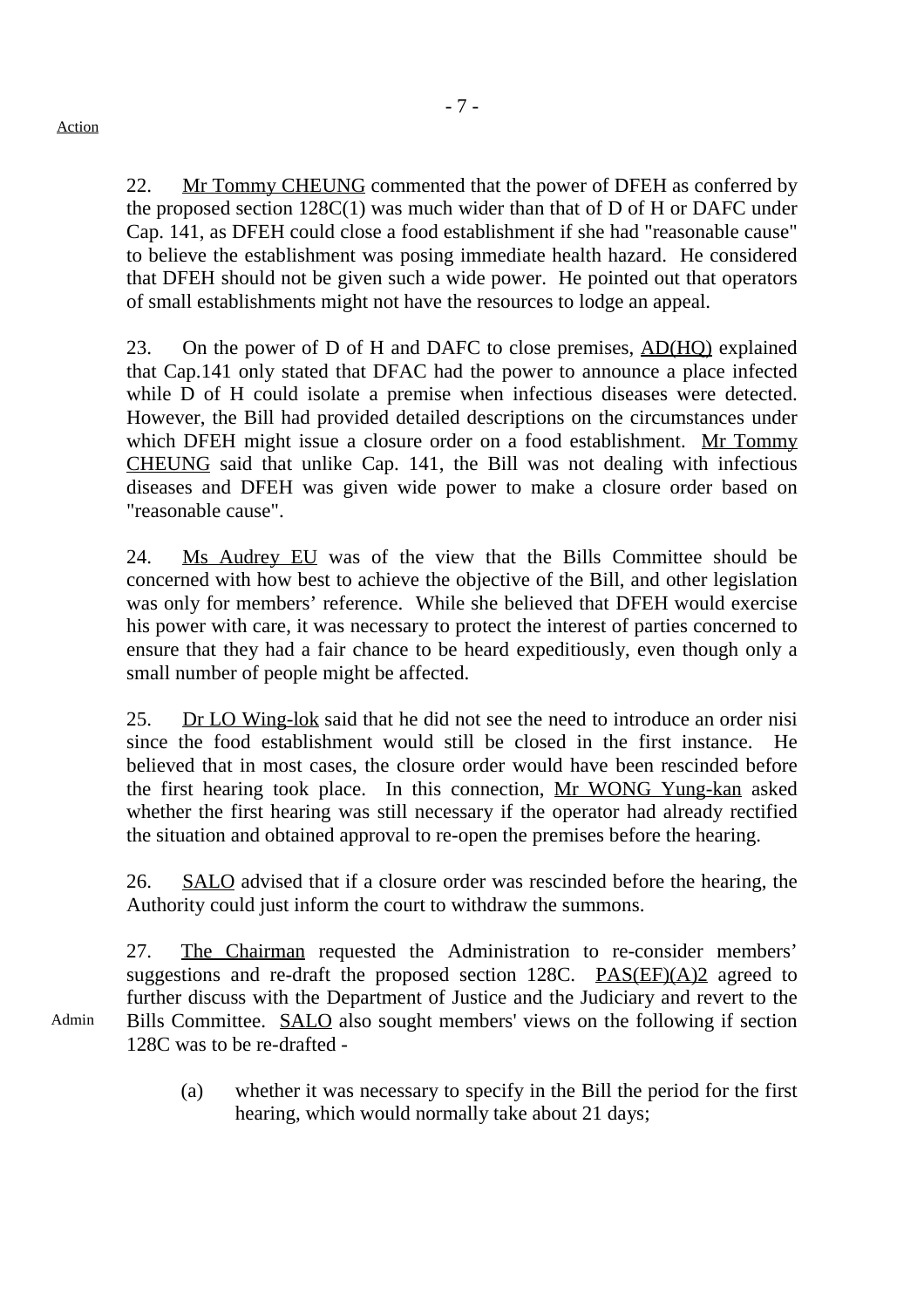Action

22. Mr Tommy CHEUNG commented that the power of DFEH as conferred by the proposed section 128C(1) was much wider than that of D of H or DAFC under Cap. 141, as DFEH could close a food establishment if she had "reasonable cause" to believe the establishment was posing immediate health hazard. He considered that DFEH should not be given such a wide power. He pointed out that operators of small establishments might not have the resources to lodge an appeal.

23. On the power of D of H and DAFC to close premises, AD(HQ) explained that Cap.141 only stated that DFAC had the power to announce a place infected while D of H could isolate a premise when infectious diseases were detected. However, the Bill had provided detailed descriptions on the circumstances under which DFEH might issue a closure order on a food establishment. Mr Tommy CHEUNG said that unlike Cap. 141, the Bill was not dealing with infectious diseases and DFEH was given wide power to make a closure order based on "reasonable cause".

24. Ms Audrey EU was of the view that the Bills Committee should be concerned with how best to achieve the objective of the Bill, and other legislation was only for members' reference. While she believed that DFEH would exercise his power with care, it was necessary to protect the interest of parties concerned to ensure that they had a fair chance to be heard expeditiously, even though only a small number of people might be affected.

25. Dr LO Wing-lok said that he did not see the need to introduce an order nisi since the food establishment would still be closed in the first instance. He believed that in most cases, the closure order would have been rescinded before the first hearing took place. In this connection, Mr WONG Yung-kan asked whether the first hearing was still necessary if the operator had already rectified the situation and obtained approval to re-open the premises before the hearing.

26. SALO advised that if a closure order was rescinded before the hearing, the Authority could just inform the court to withdraw the summons.

27. The Chairman requested the Administration to re-consider members' suggestions and re-draft the proposed section 128C. PAS(EF)(A)2 agreed to further discuss with the Department of Justice and the Judiciary and revert to the Bills Committee. SALO also sought members' views on the following if section 128C was to be re-drafted -

Admin

(a) whether it was necessary to specify in the Bill the period for the first hearing, which would normally take about 21 days;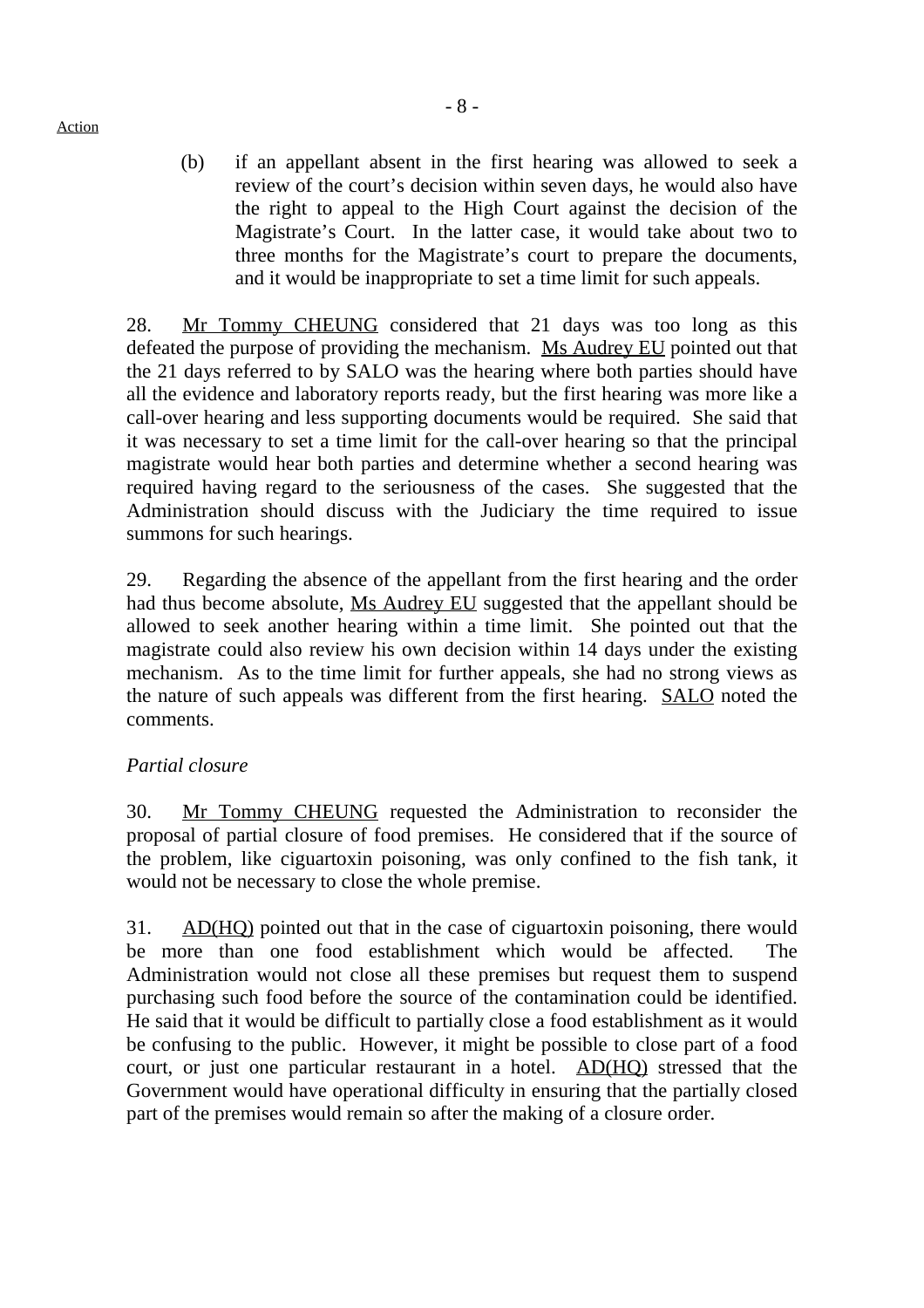(b) if an appellant absent in the first hearing was allowed to seek a review of the court's decision within seven days, he would also have the right to appeal to the High Court against the decision of the Magistrate's Court. In the latter case, it would take about two to three months for the Magistrate's court to prepare the documents, and it would be inappropriate to set a time limit for such appeals.

28. Mr Tommy CHEUNG considered that 21 days was too long as this defeated the purpose of providing the mechanism. Ms Audrey EU pointed out that the 21 days referred to by SALO was the hearing where both parties should have all the evidence and laboratory reports ready, but the first hearing was more like a call-over hearing and less supporting documents would be required. She said that it was necessary to set a time limit for the call-over hearing so that the principal magistrate would hear both parties and determine whether a second hearing was required having regard to the seriousness of the cases. She suggested that the Administration should discuss with the Judiciary the time required to issue summons for such hearings.

29. Regarding the absence of the appellant from the first hearing and the order had thus become absolute, Ms Audrey EU suggested that the appellant should be allowed to seek another hearing within a time limit. She pointed out that the magistrate could also review his own decision within 14 days under the existing mechanism. As to the time limit for further appeals, she had no strong views as the nature of such appeals was different from the first hearing. SALO noted the comments.

*Partial closure*

30. Mr Tommy CHEUNG requested the Administration to reconsider the proposal of partial closure of food premises. He considered that if the source of the problem, like ciguartoxin poisoning, was only confined to the fish tank, it would not be necessary to close the whole premise.

31. AD(HQ) pointed out that in the case of ciguartoxin poisoning, there would be more than one food establishment which would be affected. The Administration would not close all these premises but request them to suspend purchasing such food before the source of the contamination could be identified. He said that it would be difficult to partially close a food establishment as it would be confusing to the public. However, it might be possible to close part of a food court, or just one particular restaurant in a hotel. AD(HQ) stressed that the Government would have operational difficulty in ensuring that the partially closed part of the premises would remain so after the making of a closure order.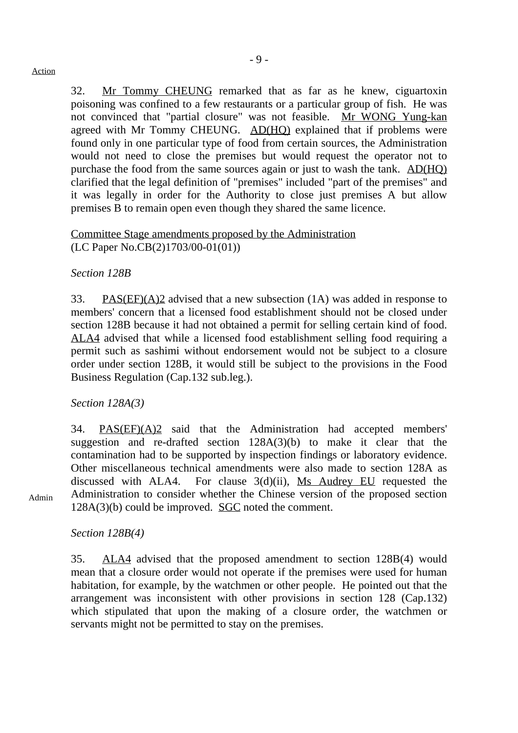Action

32. Mr Tommy CHEUNG remarked that as far as he knew, ciguartoxin poisoning was confined to a few restaurants or a particular group of fish. He was not convinced that "partial closure" was not feasible. Mr WONG Yung-kan agreed with Mr Tommy CHEUNG. AD(HQ) explained that if problems were found only in one particular type of food from certain sources, the Administration would not need to close the premises but would request the operator not to purchase the food from the same sources again or just to wash the tank. AD(HQ) clarified that the legal definition of "premises" included "part of the premises" and it was legally in order for the Authority to close just premises A but allow premises B to remain open even though they shared the same licence.

Committee Stage amendments proposed by the Administration
(LC Paper No.CB(2)1703/00-01(01))

*Section 128B*

33. PAS(EF)(A)2 advised that a new subsection (1A) was added in response to members' concern that a licensed food establishment should not be closed under section 128B because it had not obtained a permit for selling certain kind of food. ALA4 advised that while a licensed food establishment selling food requiring a permit such as sashimi without endorsement would not be subject to a closure order under section 128B, it would still be subject to the provisions in the Food Business Regulation (Cap.132 sub.leg.).

*Section 128A(3)*

34. PAS(EF)(A)2 said that the Administration had accepted members' suggestion and re-drafted section 128A(3)(b) to make it clear that the contamination had to be supported by inspection findings or laboratory evidence. Other miscellaneous technical amendments were also made to section 128A as discussed with ALA4. For clause 3(d)(ii), Ms Audrey EU requested the Administration to consider whether the Chinese version of the proposed section 128A(3)(b) could be improved. SGC noted the comment.

Admin

*Section 128B(4)*

35. ALA4 advised that the proposed amendment to section 128B(4) would mean that a closure order would not operate if the premises were used for human habitation, for example, by the watchmen or other people. He pointed out that the arrangement was inconsistent with other provisions in section 128 (Cap.132) which stipulated that upon the making of a closure order, the watchmen or servants might not be permitted to stay on the premises.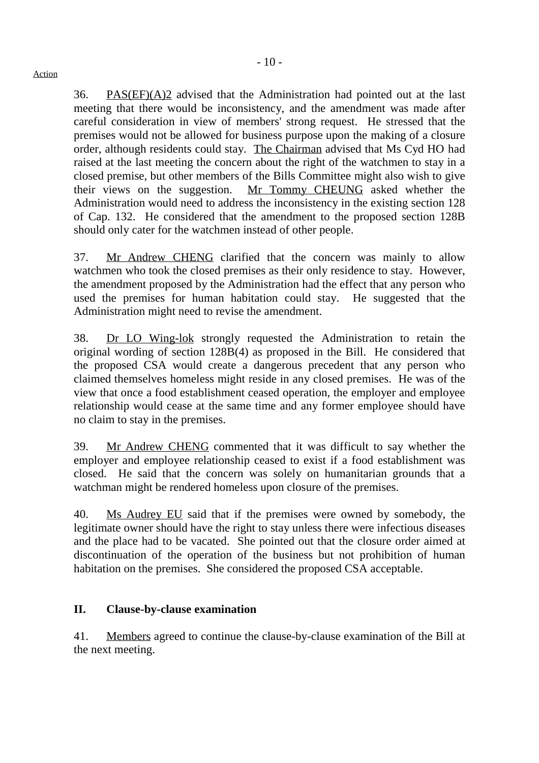36. PAS(EF)(A)2 advised that the Administration had pointed out at the last meeting that there would be inconsistency, and the amendment was made after careful consideration in view of members' strong request. He stressed that the premises would not be allowed for business purpose upon the making of a closure order, although residents could stay. The Chairman advised that Ms Cyd HO had raised at the last meeting the concern about the right of the watchmen to stay in a closed premise, but other members of the Bills Committee might also wish to give their views on the suggestion. Mr Tommy CHEUNG asked whether the Administration would need to address the inconsistency in the existing section 128 of Cap. 132. He considered that the amendment to the proposed section 128B should only cater for the watchmen instead of other people.

37. Mr Andrew CHENG clarified that the concern was mainly to allow watchmen who took the closed premises as their only residence to stay. However, the amendment proposed by the Administration had the effect that any person who used the premises for human habitation could stay. He suggested that the Administration might need to revise the amendment.

38. Dr LO Wing-lok strongly requested the Administration to retain the original wording of section 128B(4) as proposed in the Bill. He considered that the proposed CSA would create a dangerous precedent that any person who claimed themselves homeless might reside in any closed premises. He was of the view that once a food establishment ceased operation, the employer and employee relationship would cease at the same time and any former employee should have no claim to stay in the premises.

39. Mr Andrew CHENG commented that it was difficult to say whether the employer and employee relationship ceased to exist if a food establishment was closed. He said that the concern was solely on humanitarian grounds that a watchman might be rendered homeless upon closure of the premises.

40. Ms Audrey EU said that if the premises were owned by somebody, the legitimate owner should have the right to stay unless there were infectious diseases and the place had to be vacated. She pointed out that the closure order aimed at discontinuation of the operation of the business but not prohibition of human habitation on the premises. She considered the proposed CSA acceptable.

## II. Clause-by-clause examination

41. Members agreed to continue the clause-by-clause examination of the Bill at the next meeting.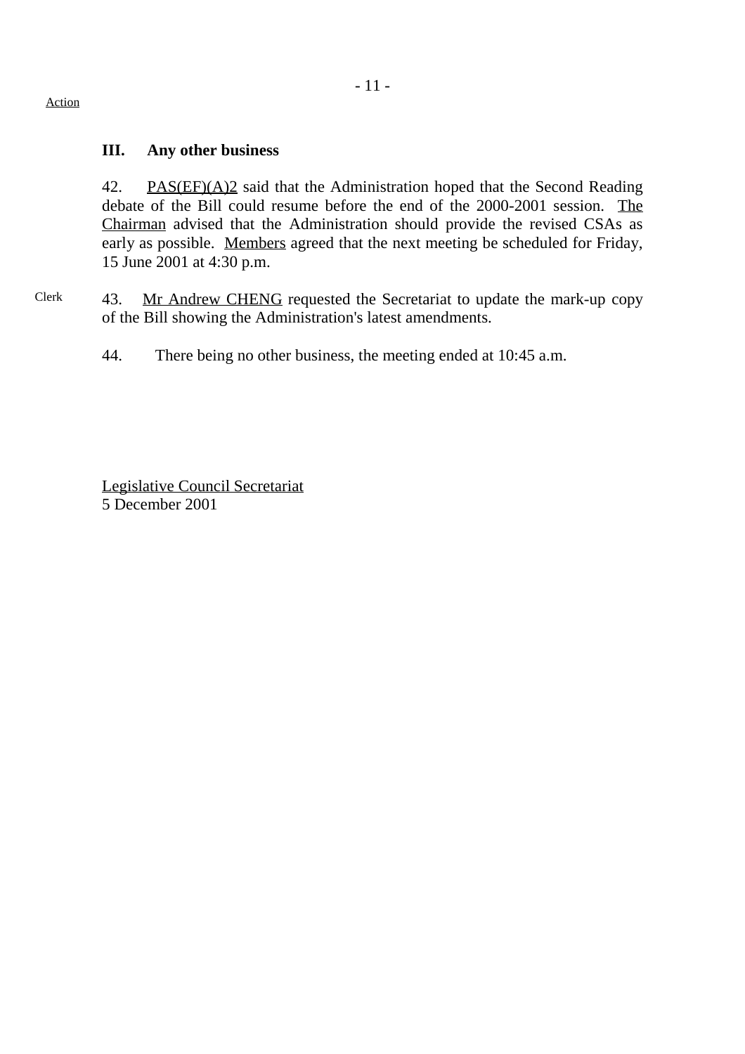Action

### III. Any other business

42. PAS(EF)(A)2 said that the Administration hoped that the Second Reading debate of the Bill could resume before the end of the 2000-2001 session. The Chairman advised that the Administration should provide the revised CSAs as early as possible. Members agreed that the next meeting be scheduled for Friday, 15 June 2001 at 4:30 p.m.

Clerk

43. Mr Andrew CHENG requested the Secretariat to update the mark-up copy of the Bill showing the Administration's latest amendments.

44. There being no other business, the meeting ended at 10:45 a.m.

Legislative Council Secretariat
5 December 2001